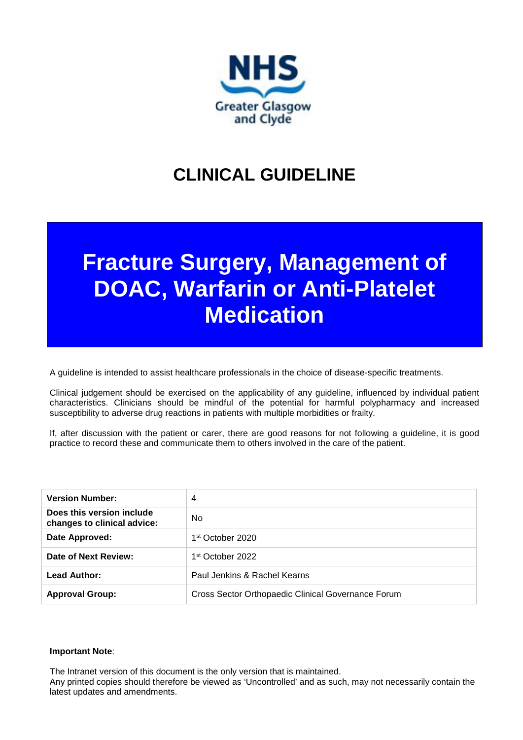NHS Greater Glasgow and Clyde

# CLINICAL GUIDELINE

# Fracture Surgery, Management of DOAC, Warfarin or Anti-Platelet Medication

A guideline is intended to assist healthcare professionals in the choice of disease-specific treatments.

Clinical judgement should be exercised on the applicability of any guideline, influenced by individual patient characteristics. Clinicians should be mindful of the potential for harmful polypharmacy and increased susceptibility to adverse drug reactions in patients with multiple morbidities or frailty.

If, after discussion with the patient or carer, there are good reasons for not following a guideline, it is good practice to record these and communicate them to others involved in the care of the patient.

| | |
|---|---|
| **Version Number:** | 4 |
| **Does this version include changes to clinical advice:** | No |
| **Date Approved:** | 1st October 2020 |
| **Date of Next Review:** | 1st October 2022 |
| **Lead Author:** | Paul Jenkins & Rachel Kearns |
| **Approval Group:** | Cross Sector Orthopaedic Clinical Governance Forum |

**Important Note**:

The Intranet version of this document is the only version that is maintained.
Any printed copies should therefore be viewed as 'Uncontrolled' and as such, may not necessarily contain the latest updates and amendments.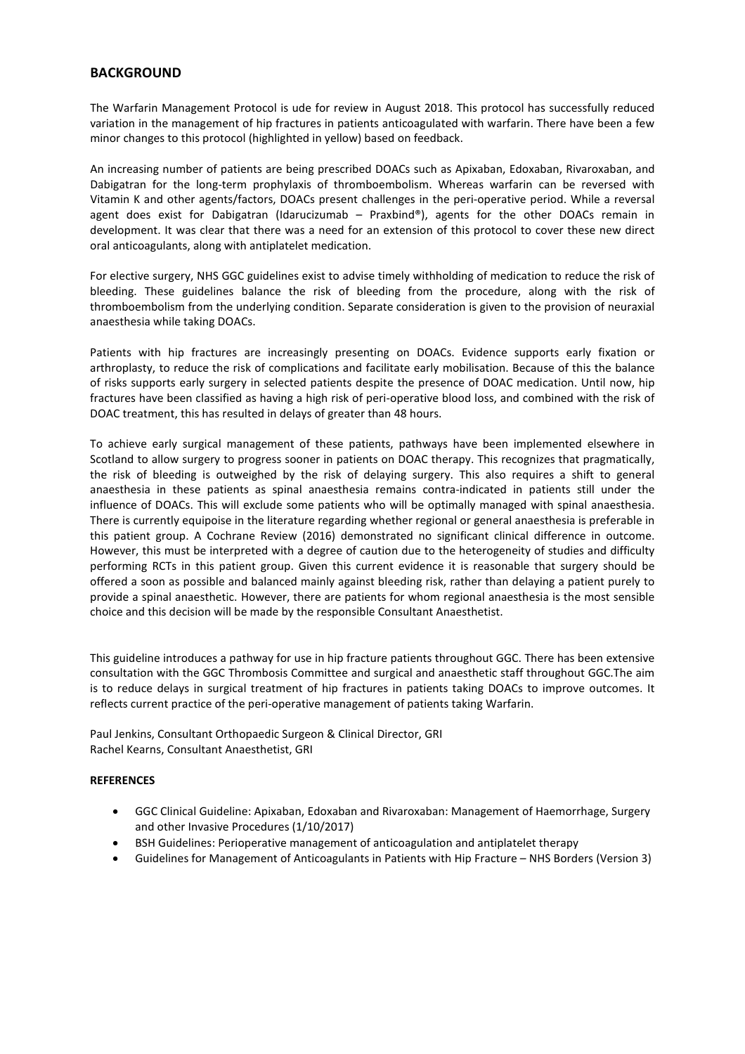## BACKGROUND

The Warfarin Management Protocol is ude for review in August 2018. This protocol has successfully reduced variation in the management of hip fractures in patients anticoagulated with warfarin. There have been a few minor changes to this protocol (highlighted in yellow) based on feedback.

An increasing number of patients are being prescribed DOACs such as Apixaban, Edoxaban, Rivaroxaban, and Dabigatran for the long-term prophylaxis of thromboembolism. Whereas warfarin can be reversed with Vitamin K and other agents/factors, DOACs present challenges in the peri-operative period. While a reversal agent does exist for Dabigatran (Idarucizumab – Praxbind®), agents for the other DOACs remain in development. It was clear that there was a need for an extension of this protocol to cover these new direct oral anticoagulants, along with antiplatelet medication.

For elective surgery, NHS GGC guidelines exist to advise timely withholding of medication to reduce the risk of bleeding. These guidelines balance the risk of bleeding from the procedure, along with the risk of thromboembolism from the underlying condition. Separate consideration is given to the provision of neuraxial anaesthesia while taking DOACs.

Patients with hip fractures are increasingly presenting on DOACs. Evidence supports early fixation or arthroplasty, to reduce the risk of complications and facilitate early mobilisation. Because of this the balance of risks supports early surgery in selected patients despite the presence of DOAC medication. Until now, hip fractures have been classified as having a high risk of peri-operative blood loss, and combined with the risk of DOAC treatment, this has resulted in delays of greater than 48 hours.

To achieve early surgical management of these patients, pathways have been implemented elsewhere in Scotland to allow surgery to progress sooner in patients on DOAC therapy. This recognizes that pragmatically, the risk of bleeding is outweighed by the risk of delaying surgery. This also requires a shift to general anaesthesia in these patients as spinal anaesthesia remains contra-indicated in patients still under the influence of DOACs. This will exclude some patients who will be optimally managed with spinal anaesthesia. There is currently equipoise in the literature regarding whether regional or general anaesthesia is preferable in this patient group. A Cochrane Review (2016) demonstrated no significant clinical difference in outcome. However, this must be interpreted with a degree of caution due to the heterogeneity of studies and difficulty performing RCTs in this patient group. Given this current evidence it is reasonable that surgery should be offered a soon as possible and balanced mainly against bleeding risk, rather than delaying a patient purely to provide a spinal anaesthetic. However, there are patients for whom regional anaesthesia is the most sensible choice and this decision will be made by the responsible Consultant Anaesthetist.

This guideline introduces a pathway for use in hip fracture patients throughout GGC. There has been extensive consultation with the GGC Thrombosis Committee and surgical and anaesthetic staff throughout GGC.The aim is to reduce delays in surgical treatment of hip fractures in patients taking DOACs to improve outcomes. It reflects current practice of the peri-operative management of patients taking Warfarin.

Paul Jenkins, Consultant Orthopaedic Surgeon & Clinical Director, GRI
Rachel Kearns, Consultant Anaesthetist, GRI

**REFERENCES**

- GGC Clinical Guideline: Apixaban, Edoxaban and Rivaroxaban: Management of Haemorrhage, Surgery and other Invasive Procedures (1/10/2017)
- BSH Guidelines: Perioperative management of anticoagulation and antiplatelet therapy
- Guidelines for Management of Anticoagulants in Patients with Hip Fracture – NHS Borders (Version 3)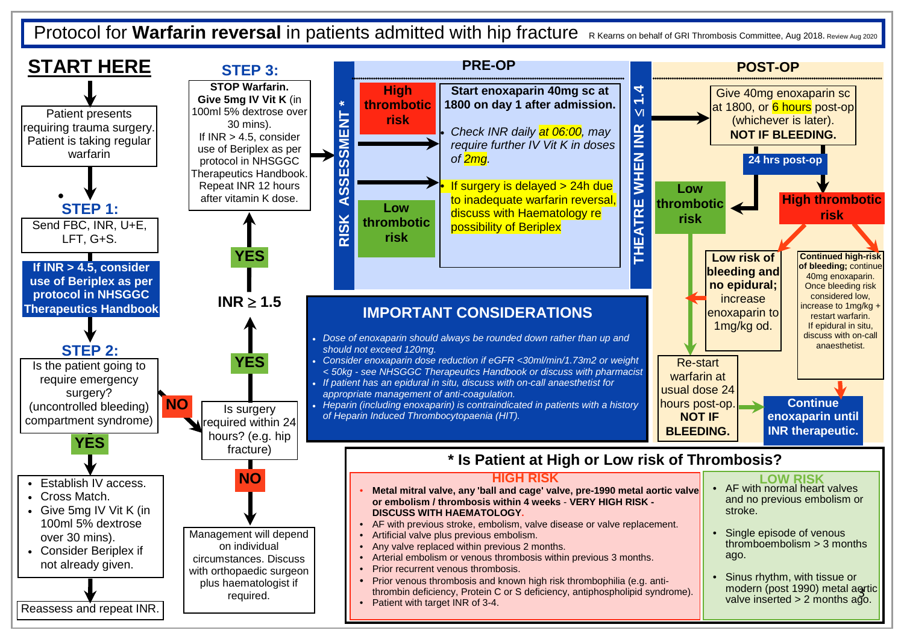# Protocol for **Warfarin reversal** in patients admitted with hip fracture

R Kearns on behalf of GRI Thrombosis Committee, Aug 2018. Review Aug 2020

## START HERE

Patient presents requiring trauma surgery. Patient is taking regular warfarin

### STEP 1:

Send FBC, INR, U+E, LFT, G+S.

**If INR > 4.5, consider use of Beriplex as per protocol in NHSGGC Therapeutics Handbook**

### STEP 2:

Is the patient going to require emergency surgery? (uncontrolled bleeding) compartment syndrome)

**YES**

- Establish IV access.
- Cross Match.
- Give 5mg IV Vit K (in 100ml 5% dextrose over 30 mins).
- Consider Beriplex if not already given.

Reassess and repeat INR.

**NO**

Is surgery required within 24 hours? (e.g. hip fracture)

**NO**

Management will depend on individual circumstances. Discuss with orthopaedic surgeon plus haematologist if required.

**YES**

INR ≥ 1.5

**YES**

### STEP 3:

**STOP Warfarin. Give 5mg IV Vit K** (in 100ml 5% dextrose over 30 mins). If INR > 4.5, consider use of Beriplex as per protocol in NHSGGC Therapeutics Handbook. Repeat INR 12 hours after vitamin K dose.

## RISK ASSESSMENT *

## PRE-OP

**High thrombotic risk** / **Low thrombotic risk**

**Start enoxaparin 40mg sc at 1800 on day 1 after admission.**

- *Check INR daily at 06:00, may require further IV Vit K in doses of 2mg.*
- If surgery is delayed > 24h due to inadequate warfarin reversal, discuss with Haematology re possibility of Beriplex

## THEATRE WHEN INR ≤ 1.4

## POST-OP

Give 40mg enoxaparin sc at 1800, or 6 hours post-op (whichever is later). **NOT IF BLEEDING.**

**24 hrs post-op**

**Low thrombotic risk**

Re-start warfarin at usual dose 24 hours post-op. **NOT IF BLEEDING.**

**High thrombotic risk**

**Low risk of bleeding and no epidural;** increase enoxaparin to 1mg/kg od.

**Continued high-risk of bleeding;** continue 40mg enoxaparin. Once bleeding risk considered low, increase to 1mg/kg + restart warfarin. If epidural in situ, discuss with on-call anaesthetist.

**Continue enoxaparin until INR therapeutic.**

## IMPORTANT CONSIDERATIONS

- *Dose of enoxaparin should always be rounded down rather than up and should not exceed 120mg.*
- *Consider enoxaparin dose reduction if eGFR <30ml/min/1.73m2 or weight < 50kg - see NHSGGC Therapeutics Handbook or discuss with pharmacist*
- *If patient has an epidural in situ, discuss with on-call anaesthetist for appropriate management of anti-coagulation.*
- *Heparin (including enoxaparin) is contraindicated in patients with a history of Heparin Induced Thrombocytopaenia (HIT).*

## * Is Patient at High or Low risk of Thrombosis?

### HIGH RISK

- **Metal mitral valve, any 'ball and cage' valve, pre-1990 metal aortic valve or embolism / thrombosis within 4 weeks - VERY HIGH RISK - DISCUSS WITH HAEMATOLOGY.**
- AF with previous stroke, embolism, valve disease or valve replacement.
- Artificial valve plus previous embolism.
- Any valve replaced within previous 2 months.
- Arterial embolism or venous thrombosis within previous 3 months.
- Prior recurrent venous thrombosis.
- Prior venous thrombosis and known high risk thrombophilia (e.g. anti-thrombin deficiency, Protein C or S deficiency, antiphospholipid syndrome).
- Patient with target INR of 3-4.

### LOW RISK

- AF with normal heart valves and no previous embolism or stroke.
- Single episode of venous thromboembolism > 3 months ago.
- Sinus rhythm, with tissue or modern (post 1990) metal aortic valve inserted > 2 months ago.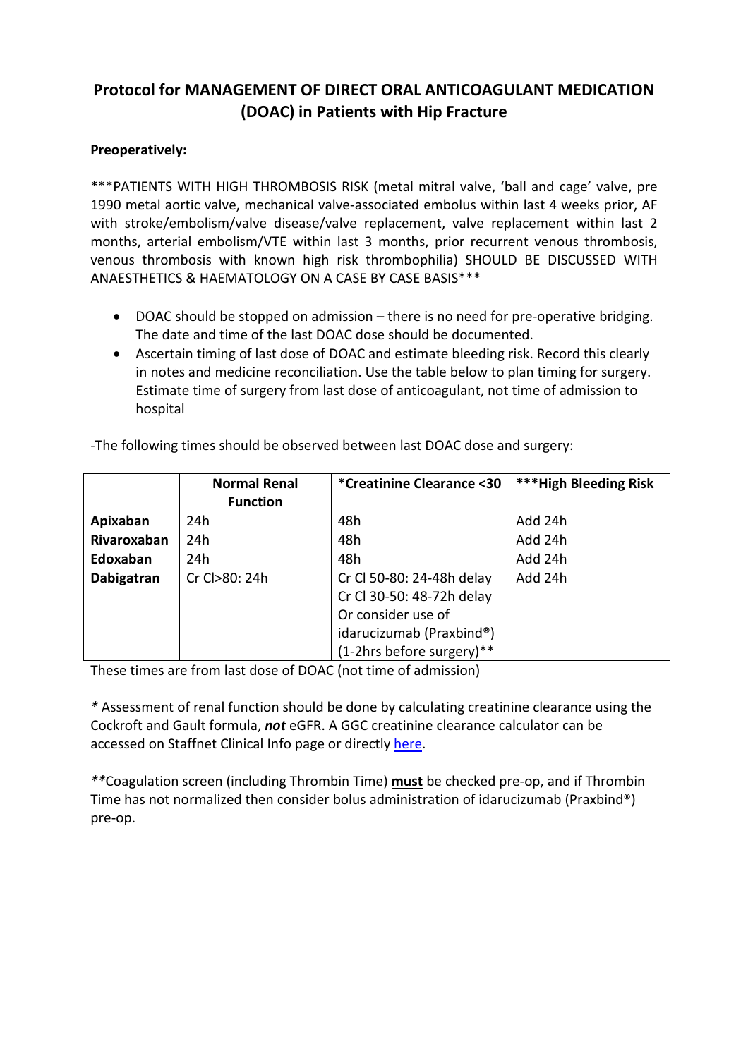# Protocol for MANAGEMENT OF DIRECT ORAL ANTICOAGULANT MEDICATION (DOAC) in Patients with Hip Fracture

**Preoperatively:**

***PATIENTS WITH HIGH THROMBOSIS RISK (metal mitral valve, 'ball and cage' valve, pre 1990 metal aortic valve, mechanical valve-associated embolus within last 4 weeks prior, AF with stroke/embolism/valve disease/valve replacement, valve replacement within last 2 months, arterial embolism/VTE within last 3 months, prior recurrent venous thrombosis, venous thrombosis with known high risk thrombophilia) SHOULD BE DISCUSSED WITH ANAESTHETICS & HAEMATOLOGY ON A CASE BY CASE BASIS***

- DOAC should be stopped on admission – there is no need for pre-operative bridging. The date and time of the last DOAC dose should be documented.
- Ascertain timing of last dose of DOAC and estimate bleeding risk. Record this clearly in notes and medicine reconciliation. Use the table below to plan timing for surgery. Estimate time of surgery from last dose of anticoagulant, not time of admission to hospital

-The following times should be observed between last DOAC dose and surgery:

| | **Normal Renal Function** | ***Creatinine Clearance <30** | *****High Bleeding Risk** |
|---|---|---|---|
| **Apixaban** | 24h | 48h | Add 24h |
| **Rivaroxaban** | 24h | 48h | Add 24h |
| **Edoxaban** | 24h | 48h | Add 24h |
| **Dabigatran** | Cr Cl>80: 24h | Cr Cl 50-80: 24-48h delay<br>Cr Cl 30-50: 48-72h delay<br>Or consider use of idarucizumab (Praxbind®) (1-2hrs before surgery)** | Add 24h |

These times are from last dose of DOAC (not time of admission)

*\** Assessment of renal function should be done by calculating creatinine clearance using the Cockroft and Gault formula, ***not*** eGFR. A GGC creatinine clearance calculator can be accessed on Staffnet Clinical Info page or directly here.

*\*\**Coagulation screen (including Thrombin Time) **must** be checked pre-op, and if Thrombin Time has not normalized then consider bolus administration of idarucizumab (Praxbind®) pre-op.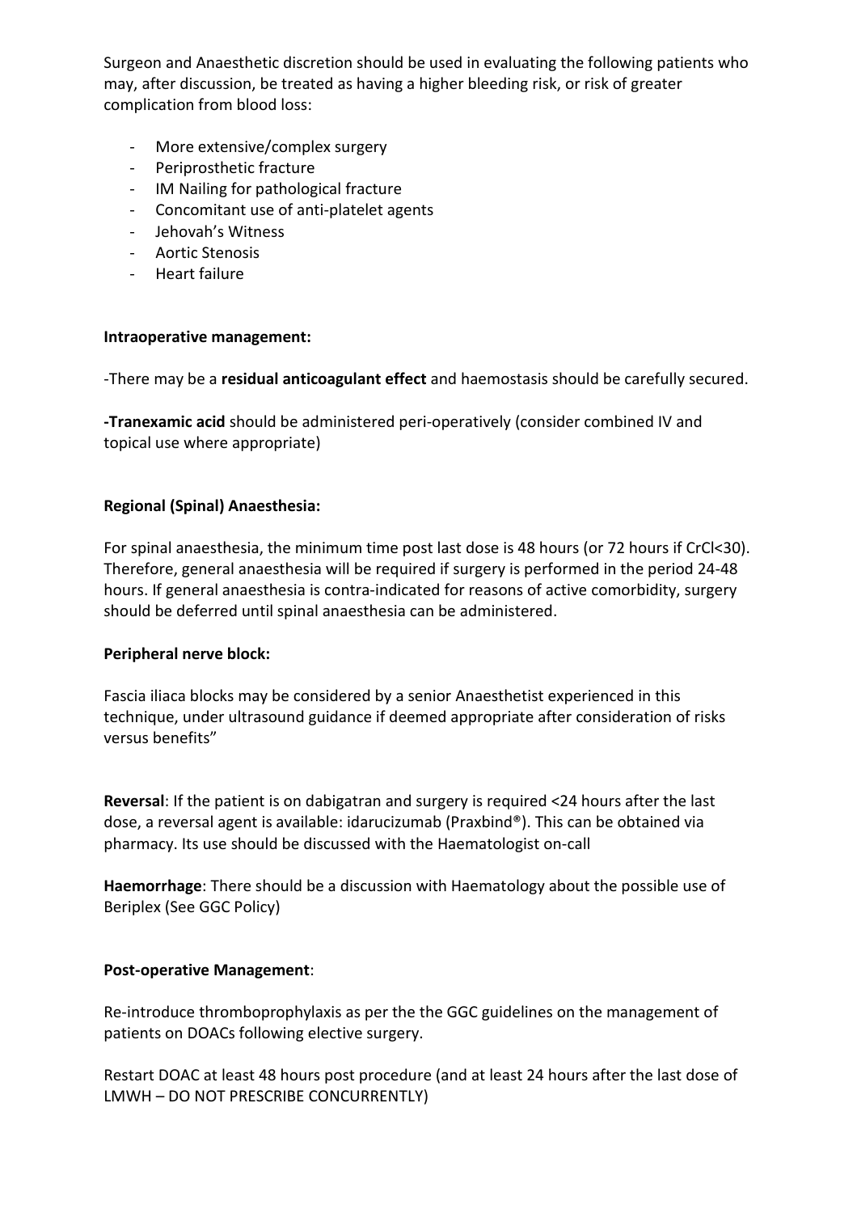Surgeon and Anaesthetic discretion should be used in evaluating the following patients who may, after discussion, be treated as having a higher bleeding risk, or risk of greater complication from blood loss:

- More extensive/complex surgery
- Periprosthetic fracture
- IM Nailing for pathological fracture
- Concomitant use of anti-platelet agents
- Jehovah's Witness
- Aortic Stenosis
- Heart failure

**Intraoperative management:**

-There may be a **residual anticoagulant effect** and haemostasis should be carefully secured.

**-Tranexamic acid** should be administered peri-operatively (consider combined IV and topical use where appropriate)

**Regional (Spinal) Anaesthesia:**

For spinal anaesthesia, the minimum time post last dose is 48 hours (or 72 hours if CrCl<30). Therefore, general anaesthesia will be required if surgery is performed in the period 24-48 hours. If general anaesthesia is contra-indicated for reasons of active comorbidity, surgery should be deferred until spinal anaesthesia can be administered.

**Peripheral nerve block:**

Fascia iliaca blocks may be considered by a senior Anaesthetist experienced in this technique, under ultrasound guidance if deemed appropriate after consideration of risks versus benefits"

**Reversal**: If the patient is on dabigatran and surgery is required <24 hours after the last dose, a reversal agent is available: idarucizumab (Praxbind®). This can be obtained via pharmacy. Its use should be discussed with the Haematologist on-call

**Haemorrhage**: There should be a discussion with Haematology about the possible use of Beriplex (See GGC Policy)

**Post-operative Management**:

Re-introduce thromboprophylaxis as per the the GGC guidelines on the management of patients on DOACs following elective surgery.

Restart DOAC at least 48 hours post procedure (and at least 24 hours after the last dose of LMWH – DO NOT PRESCRIBE CONCURRENTLY)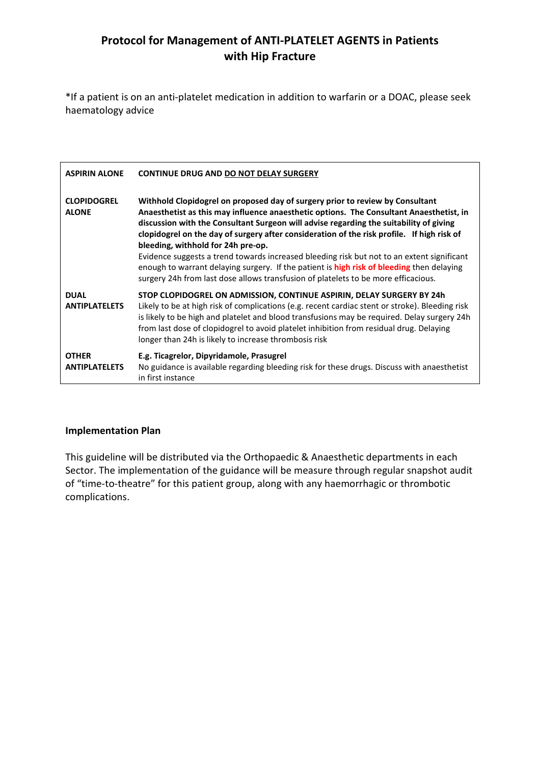# Protocol for Management of ANTI-PLATELET AGENTS in Patients with Hip Fracture

*If a patient is on an anti-platelet medication in addition to warfarin or a DOAC, please seek haematology advice

| | |
|---|---|
| **ASPIRIN ALONE** | **CONTINUE DRUG AND DO NOT DELAY SURGERY** |
| **CLOPIDOGREL ALONE** | **Withhold Clopidogrel on proposed day of surgery prior to review by Consultant Anaesthetist as this may influence anaesthetic options. The Consultant Anaesthetist, in discussion with the Consultant Surgeon will advise regarding the suitability of giving clopidogrel on the day of surgery after consideration of the risk profile. If high risk of bleeding, withhold for 24h pre-op.**<br>Evidence suggests a trend towards increased bleeding risk but not to an extent significant enough to warrant delaying surgery. If the patient is **high risk of bleeding** then delaying surgery 24h from last dose allows transfusion of platelets to be more efficacious. |
| **DUAL ANTIPLATELETS** | **STOP CLOPIDOGREL ON ADMISSION, CONTINUE ASPIRIN, DELAY SURGERY BY 24h**<br>Likely to be at high risk of complications (e.g. recent cardiac stent or stroke). Bleeding risk is likely to be high and platelet and blood transfusions may be required. Delay surgery 24h from last dose of clopidogrel to avoid platelet inhibition from residual drug. Delaying longer than 24h is likely to increase thrombosis risk |
| **OTHER ANTIPLATELETS** | **E.g. Ticagrelor, Dipyridamole, Prasugrel**<br>No guidance is available regarding bleeding risk for these drugs. Discuss with anaesthetist in first instance |

### Implementation Plan

This guideline will be distributed via the Orthopaedic & Anaesthetic departments in each Sector. The implementation of the guidance will be measure through regular snapshot audit of "time-to-theatre" for this patient group, along with any haemorrhagic or thrombotic complications.